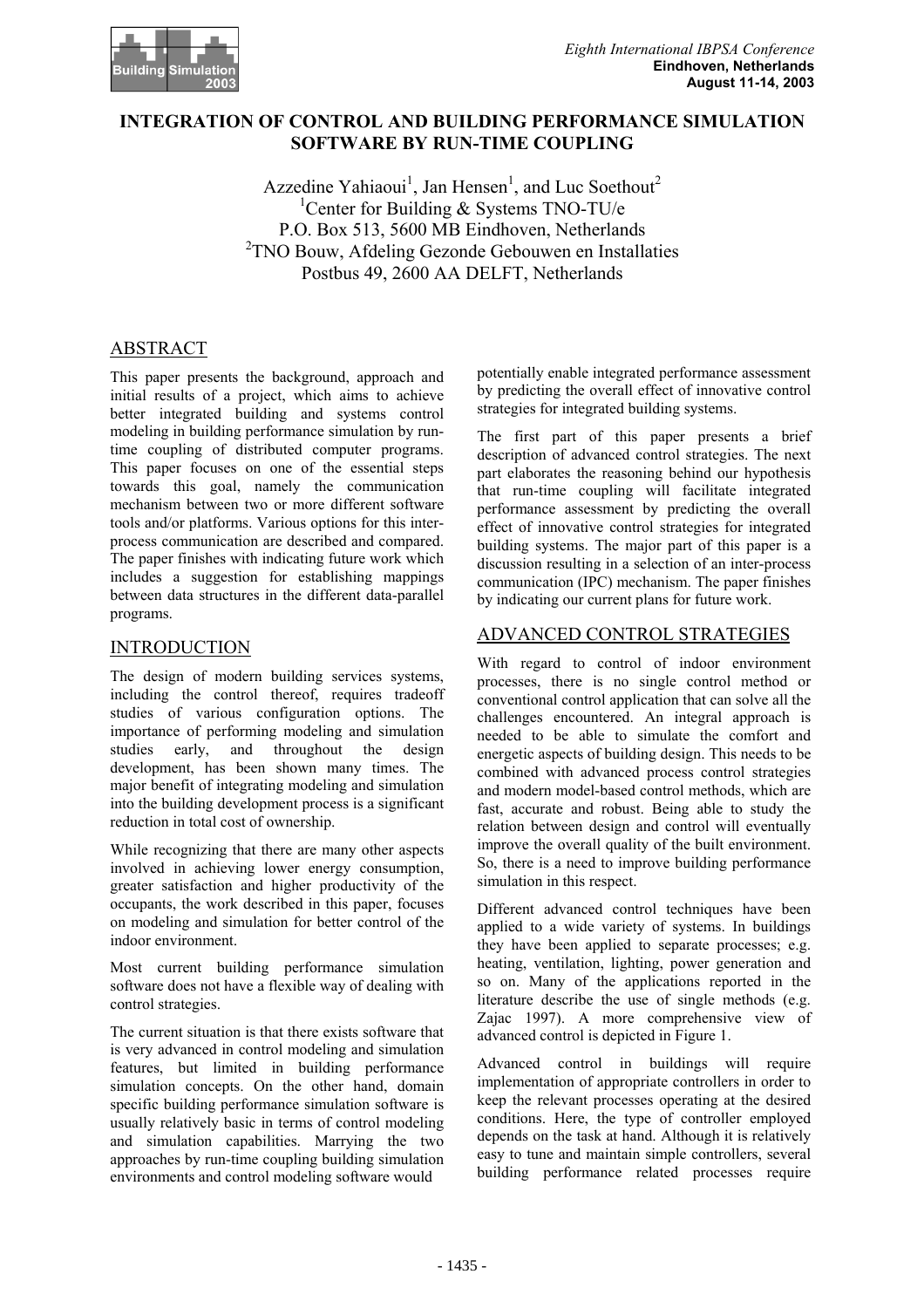# INTEGRATION OF CONTROL AND BUILDING PERFORMANCE SIMULATION SOFTWARE BY RUN-TIME COUPLING

Azzedine Yahiaoui[1], Jan Hensen[1], and Luc Soethout[2]
[1]Center for Building & Systems TNO-TU/e
P.O. Box 513, 5600 MB Eindhoven, Netherlands
[2]TNO Bouw, Afdeling Gezonde Gebouwen en Installaties
Postbus 49, 2600 AA DELFT, Netherlands

## ABSTRACT

This paper presents the background, approach and initial results of a project, which aims to achieve better integrated building and systems control modeling in building performance simulation by run-time coupling of distributed computer programs. This paper focuses on one of the essential steps towards this goal, namely the communication mechanism between two or more different software tools and/or platforms. Various options for this inter-process communication are described and compared. The paper finishes with indicating future work which includes a suggestion for establishing mappings between data structures in the different data-parallel programs.

## INTRODUCTION

The design of modern building services systems, including the control thereof, requires tradeoff studies of various configuration options. The importance of performing modeling and simulation studies early, and throughout the design development, has been shown many times. The major benefit of integrating modeling and simulation into the building development process is a significant reduction in total cost of ownership.

While recognizing that there are many other aspects involved in achieving lower energy consumption, greater satisfaction and higher productivity of the occupants, the work described in this paper, focuses on modeling and simulation for better control of the indoor environment.

Most current building performance simulation software does not have a flexible way of dealing with control strategies.

The current situation is that there exists software that is very advanced in control modeling and simulation features, but limited in building performance simulation concepts. On the other hand, domain specific building performance simulation software is usually relatively basic in terms of control modeling and simulation capabilities. Marrying the two approaches by run-time coupling building simulation environments and control modeling software would potentially enable integrated performance assessment by predicting the overall effect of innovative control strategies for integrated building systems.

The first part of this paper presents a brief description of advanced control strategies. The next part elaborates the reasoning behind our hypothesis that run-time coupling will facilitate integrated performance assessment by predicting the overall effect of innovative control strategies for integrated building systems. The major part of this paper is a discussion resulting in a selection of an inter-process communication (IPC) mechanism. The paper finishes by indicating our current plans for future work.

## ADVANCED CONTROL STRATEGIES

With regard to control of indoor environment processes, there is no single control method or conventional control application that can solve all the challenges encountered. An integral approach is needed to be able to simulate the comfort and energetic aspects of building design. This needs to be combined with advanced process control strategies and modern model-based control methods, which are fast, accurate and robust. Being able to study the relation between design and control will eventually improve the overall quality of the built environment. So, there is a need to improve building performance simulation in this respect.

Different advanced control techniques have been applied to a wide variety of systems. In buildings they have been applied to separate processes; e.g. heating, ventilation, lighting, power generation and so on. Many of the applications reported in the literature describe the use of single methods (e.g. Zajac 1997). A more comprehensive view of advanced control is depicted in Figure 1.

Advanced control in buildings will require implementation of appropriate controllers in order to keep the relevant processes operating at the desired conditions. Here, the type of controller employed depends on the task at hand. Although it is relatively easy to tune and maintain simple controllers, several building performance related processes require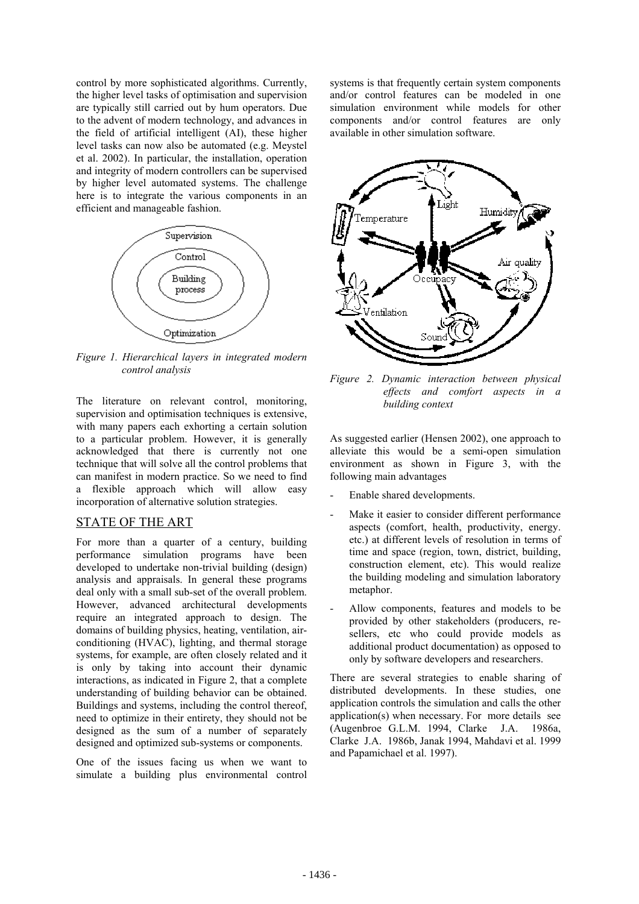control by more sophisticated algorithms. Currently, the higher level tasks of optimisation and supervision are typically still carried out by hum operators. Due to the advent of modern technology, and advances in the field of artificial intelligent (AI), these higher level tasks can now also be automated (e.g. Meystel et al. 2002). In particular, the installation, operation and integrity of modern controllers can be supervised by higher level automated systems. The challenge here is to integrate the various components in an efficient and manageable fashion.

*Figure 1. Hierarchical layers in integrated modern control analysis*

The literature on relevant control, monitoring, supervision and optimisation techniques is extensive, with many papers each exhorting a certain solution to a particular problem. However, it is generally acknowledged that there is currently not one technique that will solve all the control problems that can manifest in modern practice. So we need to find a flexible approach which will allow easy incorporation of alternative solution strategies.

## STATE OF THE ART

For more than a quarter of a century, building performance simulation programs have been developed to undertake non-trivial building (design) analysis and appraisals. In general these programs deal only with a small sub-set of the overall problem. However, advanced architectural developments require an integrated approach to design. The domains of building physics, heating, ventilation, air-conditioning (HVAC), lighting, and thermal storage systems, for example, are often closely related and it is only by taking into account their dynamic interactions, as indicated in Figure 2, that a complete understanding of building behavior can be obtained. Buildings and systems, including the control thereof, need to optimize in their entirety, they should not be designed as the sum of a number of separately designed and optimized sub-systems or components.

One of the issues facing us when we want to simulate a building plus environmental control systems is that frequently certain system components and/or control features can be modeled in one simulation environment while models for other components and/or control features are only available in other simulation software.

*Figure 2. Dynamic interaction between physical effects and comfort aspects in a building context*

As suggested earlier (Hensen 2002), one approach to alleviate this would be a semi-open simulation environment as shown in Figure 3, with the following main advantages

- Enable shared developments.
- Make it easier to consider different performance aspects (comfort, health, productivity, energy. etc.) at different levels of resolution in terms of time and space (region, town, district, building, construction element, etc). This would realize the building modeling and simulation laboratory metaphor.
- Allow components, features and models to be provided by other stakeholders (producers, re-sellers, etc who could provide models as additional product documentation) as opposed to only by software developers and researchers.

There are several strategies to enable sharing of distributed developments. In these studies, one application controls the simulation and calls the other application(s) when necessary. For more details see (Augenbroe G.L.M. 1994, Clarke J.A. 1986a, Clarke J.A. 1986b, Janak 1994, Mahdavi et al. 1999 and Papamichael et al. 1997).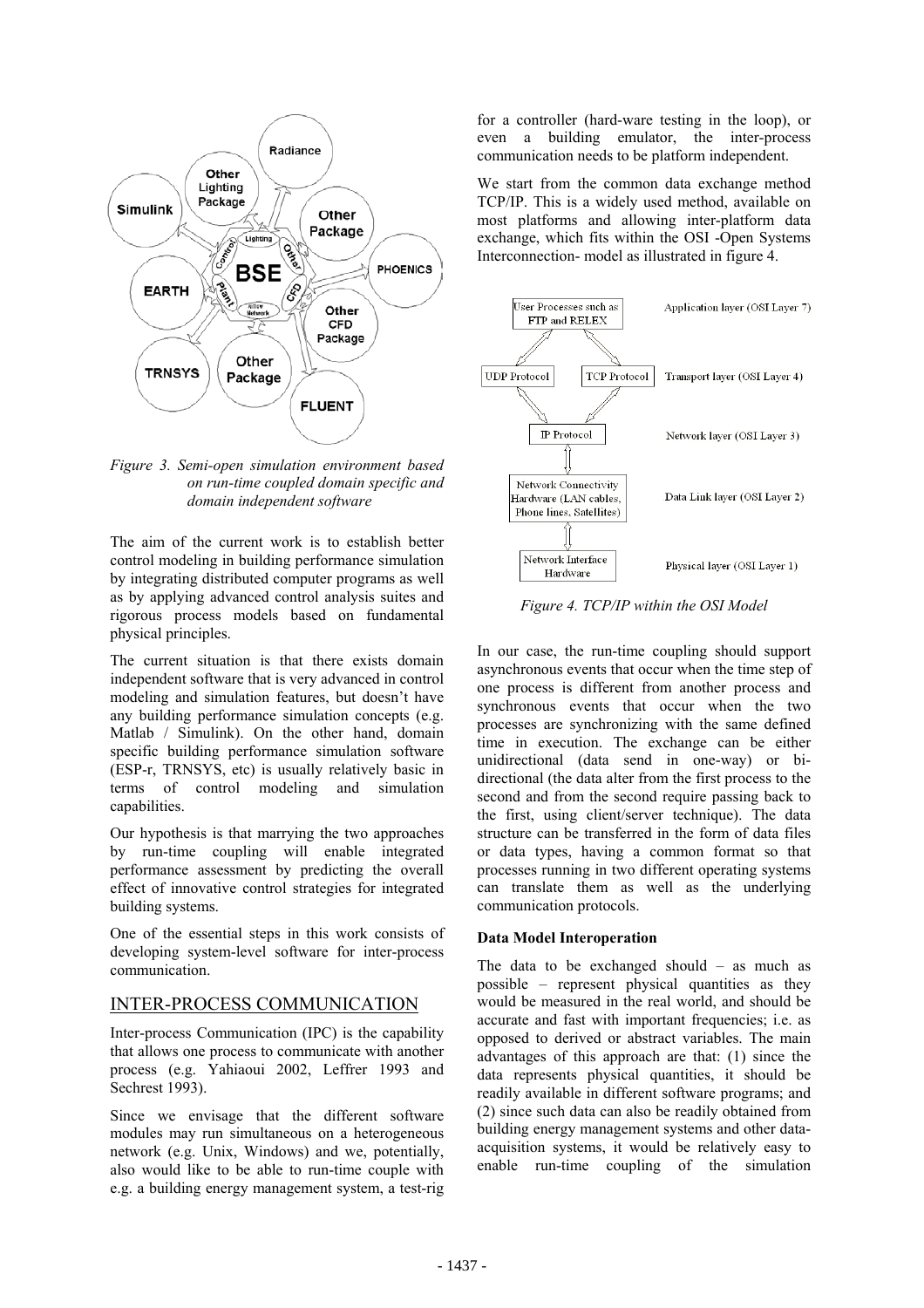*Figure 3. Semi-open simulation environment based on run-time coupled domain specific and domain independent software*

The aim of the current work is to establish better control modeling in building performance simulation by integrating distributed computer programs as well as by applying advanced control analysis suites and rigorous process models based on fundamental physical principles.

The current situation is that there exists domain independent software that is very advanced in control modeling and simulation features, but doesn't have any building performance simulation concepts (e.g. Matlab / Simulink). On the other hand, domain specific building performance simulation software (ESP-r, TRNSYS, etc) is usually relatively basic in terms of control modeling and simulation capabilities.

Our hypothesis is that marrying the two approaches by run-time coupling will enable integrated performance assessment by predicting the overall effect of innovative control strategies for integrated building systems.

One of the essential steps in this work consists of developing system-level software for inter-process communication.

## INTER-PROCESS COMMUNICATION

Inter-process Communication (IPC) is the capability that allows one process to communicate with another process (e.g. Yahiaoui 2002, Leffrer 1993 and Sechrest 1993).

Since we envisage that the different software modules may run simultaneous on a heterogeneous network (e.g. Unix, Windows) and we, potentially, also would like to be able to run-time couple with e.g. a building energy management system, a test-rig for a controller (hard-ware testing in the loop), or even a building emulator, the inter-process communication needs to be platform independent.

We start from the common data exchange method TCP/IP. This is a widely used method, available on most platforms and allowing inter-platform data exchange, which fits within the OSI -Open Systems Interconnection- model as illustrated in figure 4.

*Figure 4. TCP/IP within the OSI Model*

In our case, the run-time coupling should support asynchronous events that occur when the time step of one process is different from another process and synchronous events that occur when the two processes are synchronizing with the same defined time in execution. The exchange can be either unidirectional (data send in one-way) or bi-directional (the data alter from the first process to the second and from the second require passing back to the first, using client/server technique). The data structure can be transferred in the form of data files or data types, having a common format so that processes running in two different operating systems can translate them as well as the underlying communication protocols.

### Data Model Interoperation

The data to be exchanged should – as much as possible – represent physical quantities as they would be measured in the real world, and should be accurate and fast with important frequencies; i.e. as opposed to derived or abstract variables. The main advantages of this approach are that: (1) since the data represents physical quantities, it should be readily available in different software programs; and (2) since such data can also be readily obtained from building energy management systems and other data-acquisition systems, it would be relatively easy to enable run-time coupling of the simulation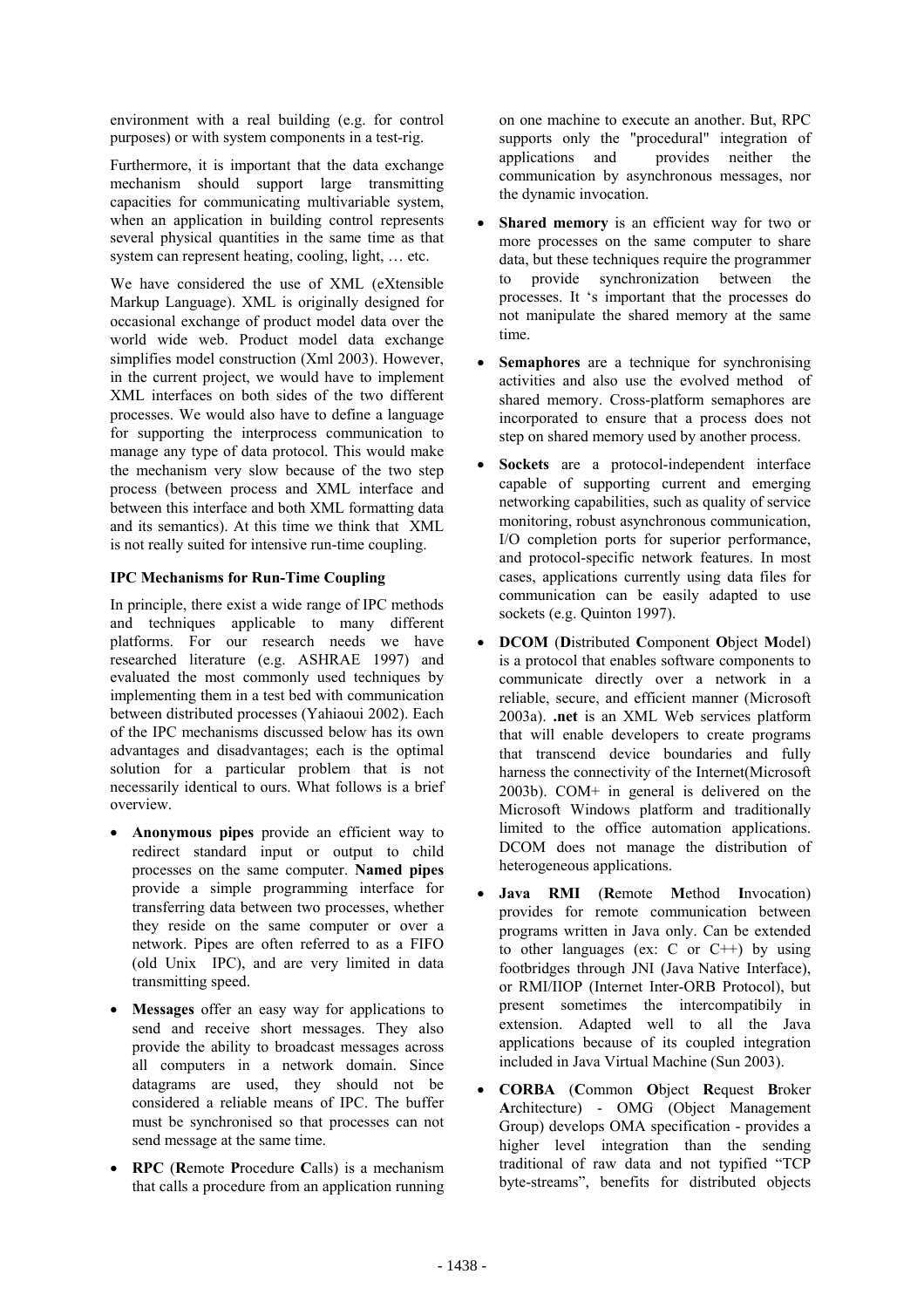environment with a real building (e.g. for control purposes) or with system components in a test-rig.

Furthermore, it is important that the data exchange mechanism should support large transmitting capacities for communicating multivariable system, when an application in building control represents several physical quantities in the same time as that system can represent heating, cooling, light, … etc.

We have considered the use of XML (eXtensible Markup Language). XML is originally designed for occasional exchange of product model data over the world wide web. Product model data exchange simplifies model construction (Xml 2003). However, in the current project, we would have to implement XML interfaces on both sides of the two different processes. We would also have to define a language for supporting the interprocess communication to manage any type of data protocol. This would make the mechanism very slow because of the two step process (between process and XML interface and between this interface and both XML formatting data and its semantics). At this time we think that XML is not really suited for intensive run-time coupling.

### IPC Mechanisms for Run-Time Coupling

In principle, there exist a wide range of IPC methods and techniques applicable to many different platforms. For our research needs we have researched literature (e.g. ASHRAE 1997) and evaluated the most commonly used techniques by implementing them in a test bed with communication between distributed processes (Yahiaoui 2002). Each of the IPC mechanisms discussed below has its own advantages and disadvantages; each is the optimal solution for a particular problem that is not necessarily identical to ours. What follows is a brief overview.

- **Anonymous pipes** provide an efficient way to redirect standard input or output to child processes on the same computer. **Named pipes** provide a simple programming interface for transferring data between two processes, whether they reside on the same computer or over a network. Pipes are often referred to as a FIFO (old Unix IPC), and are very limited in data transmitting speed.
- **Messages** offer an easy way for applications to send and receive short messages. They also provide the ability to broadcast messages across all computers in a network domain. Since datagrams are used, they should not be considered a reliable means of IPC. The buffer must be synchronised so that processes can not send message at the same time.
- **RPC** (**R**emote **P**rocedure **C**alls) is a mechanism that calls a procedure from an application running on one machine to execute an another. But, RPC supports only the "procedural" integration of applications and provides neither the communication by asynchronous messages, nor the dynamic invocation.
- **Shared memory** is an efficient way for two or more processes on the same computer to share data, but these techniques require the programmer to provide synchronization between the processes. It 's important that the processes do not manipulate the shared memory at the same time.
- **Semaphores** are a technique for synchronising activities and also use the evolved method of shared memory. Cross-platform semaphores are incorporated to ensure that a process does not step on shared memory used by another process.
- **Sockets** are a protocol-independent interface capable of supporting current and emerging networking capabilities, such as quality of service monitoring, robust asynchronous communication, I/O completion ports for superior performance, and protocol-specific network features. In most cases, applications currently using data files for communication can be easily adapted to use sockets (e.g. Quinton 1997).
- **DCOM** (**D**istributed **C**omponent **O**bject **M**odel) is a protocol that enables software components to communicate directly over a network in a reliable, secure, and efficient manner (Microsoft 2003a). **.net** is an XML Web services platform that will enable developers to create programs that transcend device boundaries and fully harness the connectivity of the Internet(Microsoft 2003b). COM+ in general is delivered on the Microsoft Windows platform and traditionally limited to the office automation applications. DCOM does not manage the distribution of heterogeneous applications.
- **Java RMI** (**R**emote **M**ethod **I**nvocation) provides for remote communication between programs written in Java only. Can be extended to other languages (ex: C or C++) by using footbridges through JNI (Java Native Interface), or RMI/IIOP (Internet Inter-ORB Protocol), but present sometimes the intercompatibily in extension. Adapted well to all the Java applications because of its coupled integration included in Java Virtual Machine (Sun 2003).
- **CORBA** (**C**ommon **O**bject **R**equest **B**roker **A**rchitecture) - OMG (Object Management Group) develops OMA specification - provides a higher level integration than the sending traditional of raw data and not typified "TCP byte-streams", benefits for distributed objects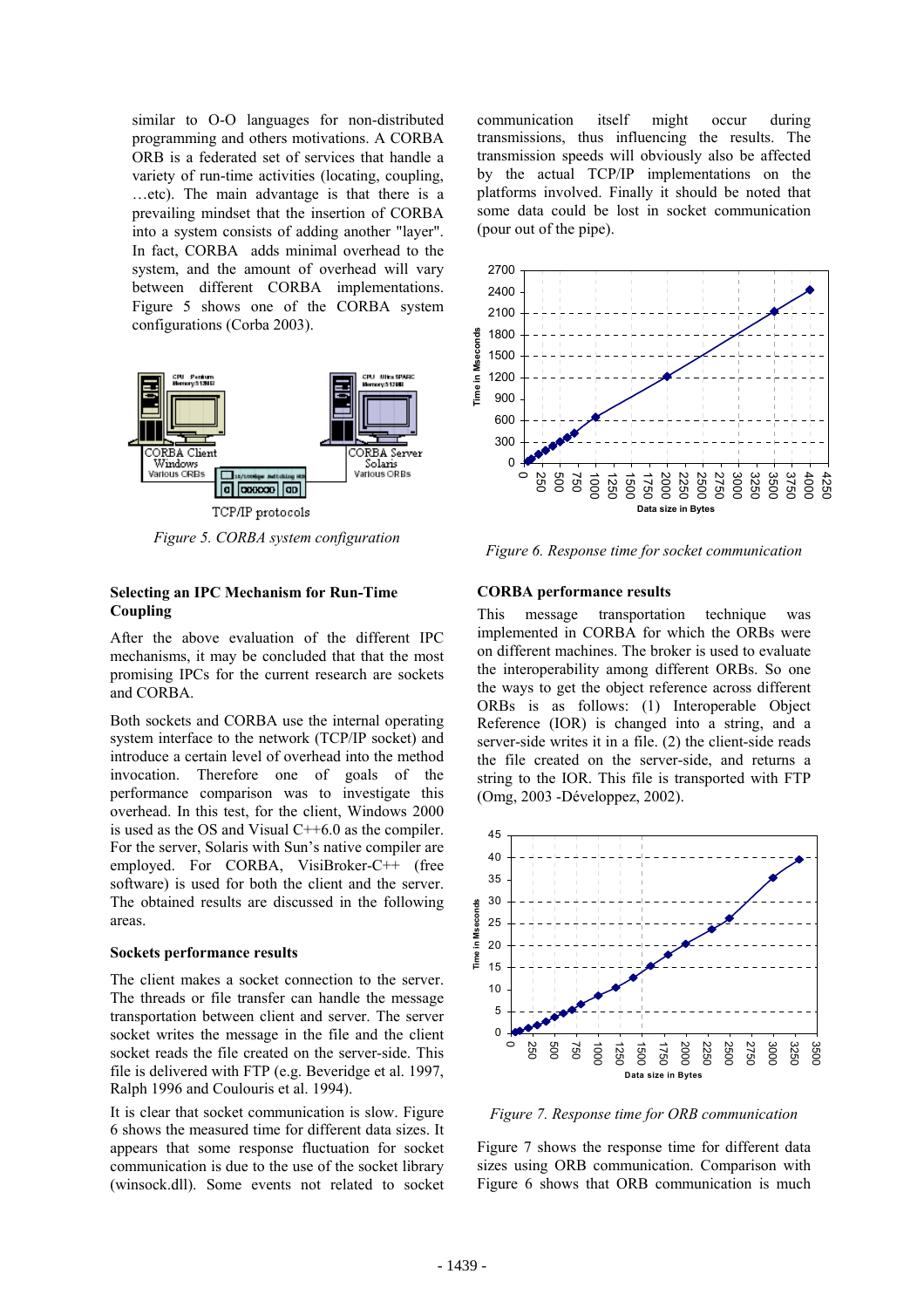similar to O-O languages for non-distributed programming and others motivations. A CORBA ORB is a federated set of services that handle a variety of run-time activities (locating, coupling, …etc). The main advantage is that there is a prevailing mindset that the insertion of CORBA into a system consists of adding another "layer". In fact, CORBA adds minimal overhead to the system, and the amount of overhead will vary between different CORBA implementations. Figure 5 shows one of the CORBA system configurations (Corba 2003).

*Figure 5. CORBA system configuration*

### Selecting an IPC Mechanism for Run-Time Coupling

After the above evaluation of the different IPC mechanisms, it may be concluded that that the most promising IPCs for the current research are sockets and CORBA.

Both sockets and CORBA use the internal operating system interface to the network (TCP/IP socket) and introduce a certain level of overhead into the method invocation. Therefore one of goals of the performance comparison was to investigate this overhead. In this test, for the client, Windows 2000 is used as the OS and Visual C++6.0 as the compiler. For the server, Solaris with Sun's native compiler are employed. For CORBA, VisiBroker-C++ (free software) is used for both the client and the server. The obtained results are discussed in the following areas.

### Sockets performance results

The client makes a socket connection to the server. The threads or file transfer can handle the message transportation between client and server. The server socket writes the message in the file and the client socket reads the file created on the server-side. This file is delivered with FTP (e.g. Beveridge et al. 1997, Ralph 1996 and Coulouris et al. 1994).

It is clear that socket communication is slow. Figure 6 shows the measured time for different data sizes. It appears that some response fluctuation for socket communication is due to the use of the socket library (winsock.dll). Some events not related to socket communication itself might occur during transmissions, thus influencing the results. The transmission speeds will obviously also be affected by the actual TCP/IP implementations on the platforms involved. Finally it should be noted that some data could be lost in socket communication (pour out of the pipe).

*Figure 6. Response time for socket communication*

### CORBA performance results

This message transportation technique was implemented in CORBA for which the ORBs were on different machines. The broker is used to evaluate the interoperability among different ORBs. So one the ways to get the object reference across different ORBs is as follows: (1) Interoperable Object Reference (IOR) is changed into a string, and a server-side writes it in a file. (2) the client-side reads the file created on the server-side, and returns a string to the IOR. This file is transported with FTP (Omg, 2003 -Développez, 2002).

*Figure 7. Response time for ORB communication*

Figure 7 shows the response time for different data sizes using ORB communication. Comparison with Figure 6 shows that ORB communication is much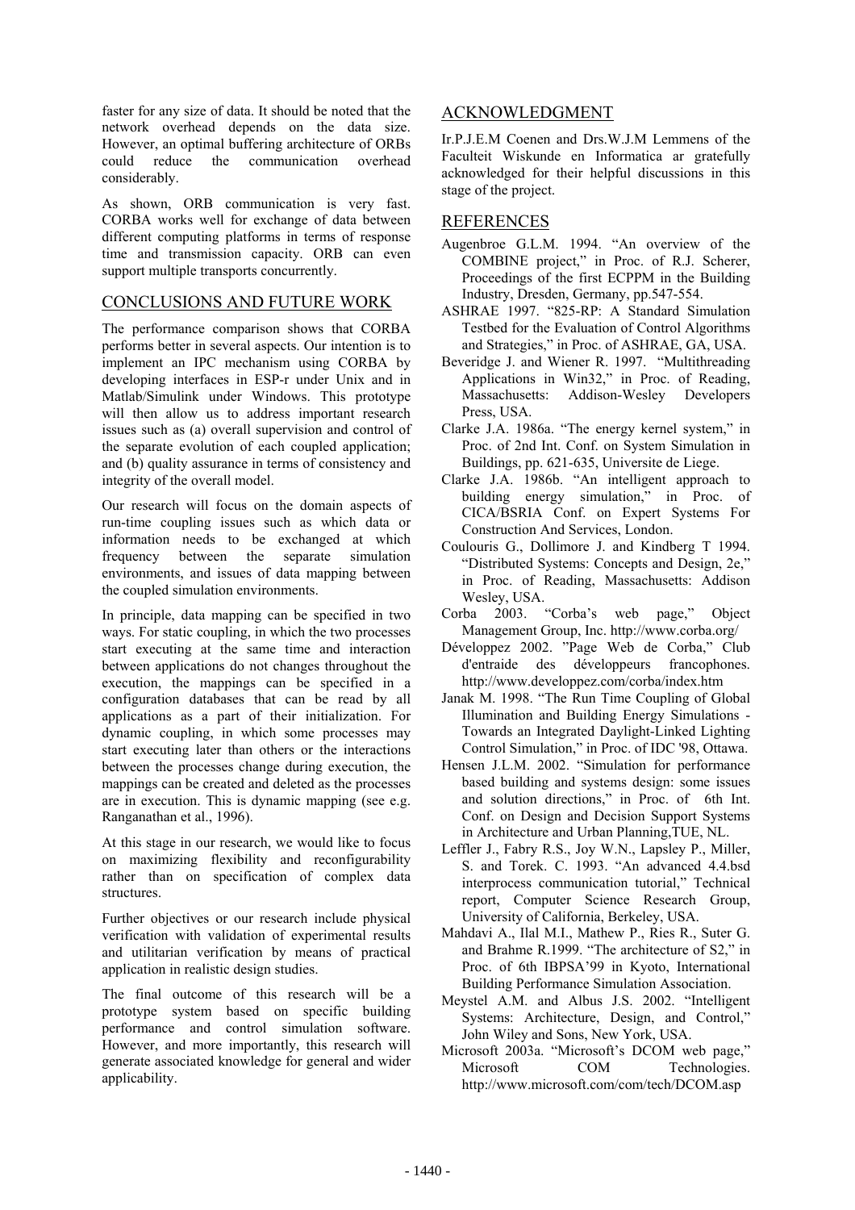faster for any size of data. It should be noted that the network overhead depends on the data size. However, an optimal buffering architecture of ORBs could reduce the communication overhead considerably.

As shown, ORB communication is very fast. CORBA works well for exchange of data between different computing platforms in terms of response time and transmission capacity. ORB can even support multiple transports concurrently.

## CONCLUSIONS AND FUTURE WORK

The performance comparison shows that CORBA performs better in several aspects. Our intention is to implement an IPC mechanism using CORBA by developing interfaces in ESP-r under Unix and in Matlab/Simulink under Windows. This prototype will then allow us to address important research issues such as (a) overall supervision and control of the separate evolution of each coupled application; and (b) quality assurance in terms of consistency and integrity of the overall model.

Our research will focus on the domain aspects of run-time coupling issues such as which data or information needs to be exchanged at which frequency between the separate simulation environments, and issues of data mapping between the coupled simulation environments.

In principle, data mapping can be specified in two ways. For static coupling, in which the two processes start executing at the same time and interaction between applications do not changes throughout the execution, the mappings can be specified in a configuration databases that can be read by all applications as a part of their initialization. For dynamic coupling, in which some processes may start executing later than others or the interactions between the processes change during execution, the mappings can be created and deleted as the processes are in execution. This is dynamic mapping (see e.g. Ranganathan et al., 1996).

At this stage in our research, we would like to focus on maximizing flexibility and reconfigurability rather than on specification of complex data structures.

Further objectives or our research include physical verification with validation of experimental results and utilitarian verification by means of practical application in realistic design studies.

The final outcome of this research will be a prototype system based on specific building performance and control simulation software. However, and more importantly, this research will generate associated knowledge for general and wider applicability.

## ACKNOWLEDGMENT

Ir.P.J.E.M Coenen and Drs.W.J.M Lemmens of the Faculteit Wiskunde en Informatica ar gratefully acknowledged for their helpful discussions in this stage of the project.

## REFERENCES

Augenbroe G.L.M. 1994. "An overview of the COMBINE project," in Proc. of R.J. Scherer, Proceedings of the first ECPPM in the Building Industry, Dresden, Germany, pp.547-554.

ASHRAE 1997. "825-RP: A Standard Simulation Testbed for the Evaluation of Control Algorithms and Strategies," in Proc. of ASHRAE, GA, USA.

Beveridge J. and Wiener R. 1997. "Multithreading Applications in Win32," in Proc. of Reading, Massachusetts: Addison-Wesley Developers Press, USA.

Clarke J.A. 1986a. "The energy kernel system," in Proc. of 2nd Int. Conf. on System Simulation in Buildings, pp. 621-635, Universite de Liege.

Clarke J.A. 1986b. "An intelligent approach to building energy simulation," in Proc. of CICA/BSRIA Conf. on Expert Systems For Construction And Services, London.

Coulouris G., Dollimore J. and Kindberg T 1994. "Distributed Systems: Concepts and Design, 2e," in Proc. of Reading, Massachusetts: Addison Wesley, USA.

Corba 2003. "Corba's web page," Object Management Group, Inc. http://www.corba.org/

Développez 2002. "Page Web de Corba," Club d'entraide des développeurs francophones. http://www.developpez.com/corba/index.htm

Janak M. 1998. "The Run Time Coupling of Global Illumination and Building Energy Simulations - Towards an Integrated Daylight-Linked Lighting Control Simulation," in Proc. of IDC '98, Ottawa.

Hensen J.L.M. 2002. "Simulation for performance based building and systems design: some issues and solution directions," in Proc. of 6th Int. Conf. on Design and Decision Support Systems in Architecture and Urban Planning,TUE, NL.

Leffler J., Fabry R.S., Joy W.N., Lapsley P., Miller, S. and Torek. C. 1993. "An advanced 4.4.bsd interprocess communication tutorial," Technical report, Computer Science Research Group, University of California, Berkeley, USA.

Mahdavi A., Ilal M.I., Mathew P., Ries R., Suter G. and Brahme R.1999. "The architecture of S2," in Proc. of 6th IBPSA'99 in Kyoto, International Building Performance Simulation Association.

Meystel A.M. and Albus J.S. 2002. "Intelligent Systems: Architecture, Design, and Control," John Wiley and Sons, New York, USA.

Microsoft 2003a. "Microsoft's DCOM web page," Microsoft COM Technologies. http://www.microsoft.com/com/tech/DCOM.asp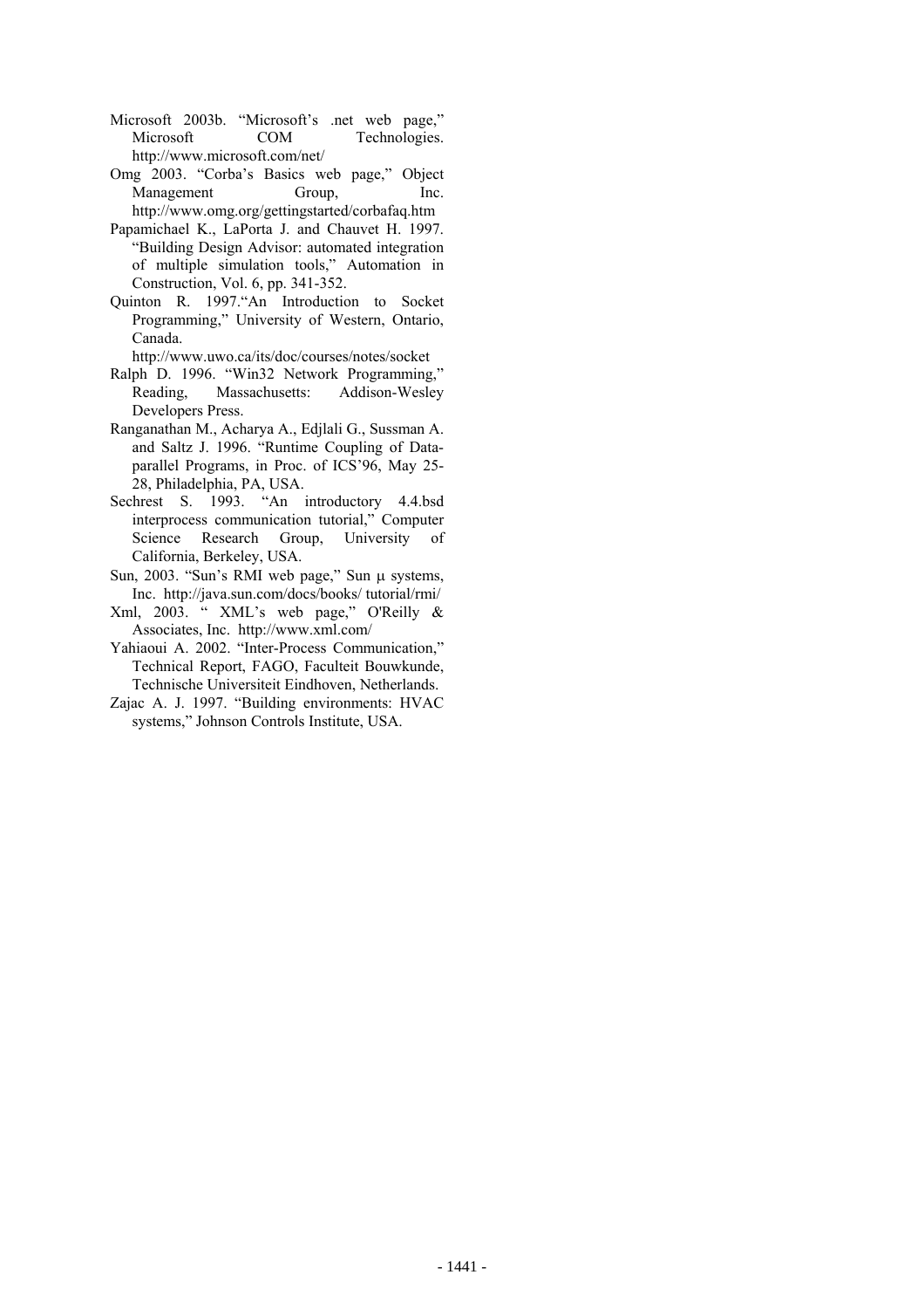Microsoft 2003b. "Microsoft's .net web page," Microsoft COM Technologies. http://www.microsoft.com/net/

Omg 2003. "Corba's Basics web page," Object Management Group, Inc. http://www.omg.org/gettingstarted/corbafaq.htm

Papamichael K., LaPorta J. and Chauvet H. 1997. "Building Design Advisor: automated integration of multiple simulation tools," Automation in Construction, Vol. 6, pp. 341-352.

Quinton R. 1997."An Introduction to Socket Programming," University of Western, Ontario, Canada.
http://www.uwo.ca/its/doc/courses/notes/socket

Ralph D. 1996. "Win32 Network Programming," Reading, Massachusetts: Addison-Wesley Developers Press.

Ranganathan M., Acharya A., Edjlali G., Sussman A. and Saltz J. 1996. "Runtime Coupling of Data-parallel Programs, in Proc. of ICS'96, May 25-28, Philadelphia, PA, USA.

Sechrest S. 1993. "An introductory 4.4.bsd interprocess communication tutorial," Computer Science Research Group, University of California, Berkeley, USA.

Sun, 2003. "Sun's RMI web page," Sun μ systems, Inc. http://java.sun.com/docs/books/ tutorial/rmi/

Xml, 2003. " XML's web page," O'Reilly & Associates, Inc. http://www.xml.com/

Yahiaoui A. 2002. "Inter-Process Communication," Technical Report, FAGO, Faculteit Bouwkunde, Technische Universiteit Eindhoven, Netherlands.

Zajac A. J. 1997. "Building environments: HVAC systems," Johnson Controls Institute, USA.